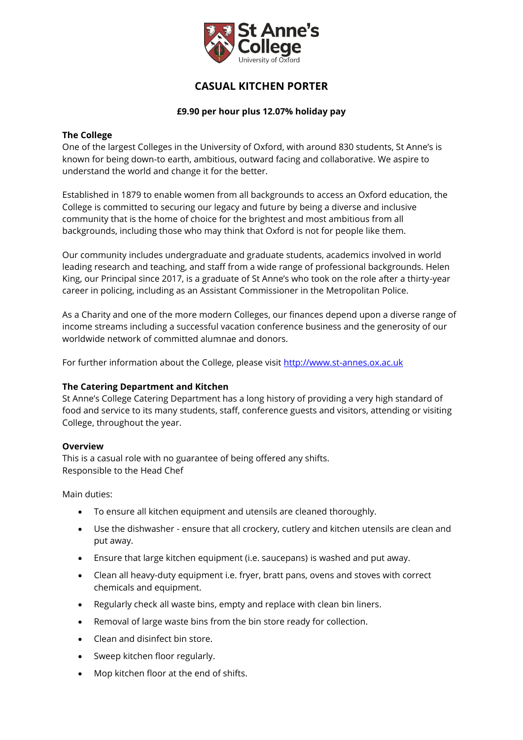St Anne's College
University of Oxford

# CASUAL KITCHEN PORTER

**£9.90 per hour plus 12.07% holiday pay**

**The College**

One of the largest Colleges in the University of Oxford, with around 830 students, St Anne's is known for being down-to earth, ambitious, outward facing and collaborative. We aspire to understand the world and change it for the better.

Established in 1879 to enable women from all backgrounds to access an Oxford education, the College is committed to securing our legacy and future by being a diverse and inclusive community that is the home of choice for the brightest and most ambitious from all backgrounds, including those who may think that Oxford is not for people like them.

Our community includes undergraduate and graduate students, academics involved in world leading research and teaching, and staff from a wide range of professional backgrounds. Helen King, our Principal since 2017, is a graduate of St Anne's who took on the role after a thirty-year career in policing, including as an Assistant Commissioner in the Metropolitan Police.

As a Charity and one of the more modern Colleges, our finances depend upon a diverse range of income streams including a successful vacation conference business and the generosity of our worldwide network of committed alumnae and donors.

For further information about the College, please visit http://www.st-annes.ox.ac.uk

**The Catering Department and Kitchen**

St Anne's College Catering Department has a long history of providing a very high standard of food and service to its many students, staff, conference guests and visitors, attending or visiting College, throughout the year.

**Overview**

This is a casual role with no guarantee of being offered any shifts.
Responsible to the Head Chef

Main duties:

- To ensure all kitchen equipment and utensils are cleaned thoroughly.
- Use the dishwasher - ensure that all crockery, cutlery and kitchen utensils are clean and put away.
- Ensure that large kitchen equipment (i.e. saucepans) is washed and put away.
- Clean all heavy-duty equipment i.e. fryer, bratt pans, ovens and stoves with correct chemicals and equipment.
- Regularly check all waste bins, empty and replace with clean bin liners.
- Removal of large waste bins from the bin store ready for collection.
- Clean and disinfect bin store.
- Sweep kitchen floor regularly.
- Mop kitchen floor at the end of shifts.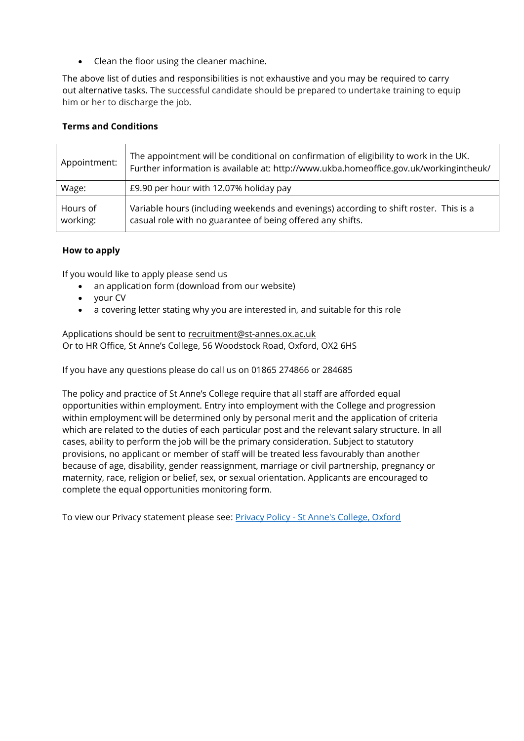- Clean the floor using the cleaner machine.

The above list of duties and responsibilities is not exhaustive and you may be required to carry out alternative tasks. The successful candidate should be prepared to undertake training to equip him or her to discharge the job.

**Terms and Conditions**

| | |
|---|---|
| Appointment: | The appointment will be conditional on confirmation of eligibility to work in the UK. Further information is available at: http://www.ukba.homeoffice.gov.uk/workingintheuk/ |
| Wage: | £9.90 per hour with 12.07% holiday pay |
| Hours of working: | Variable hours (including weekends and evenings) according to shift roster. This is a casual role with no guarantee of being offered any shifts. |

**How to apply**

If you would like to apply please send us

- an application form (download from our website)
- your CV
- a covering letter stating why you are interested in, and suitable for this role

Applications should be sent to recruitment@st-annes.ox.ac.uk
Or to HR Office, St Anne's College, 56 Woodstock Road, Oxford, OX2 6HS

If you have any questions please do call us on 01865 274866 or 284685

The policy and practice of St Anne's College require that all staff are afforded equal opportunities within employment. Entry into employment with the College and progression within employment will be determined only by personal merit and the application of criteria which are related to the duties of each particular post and the relevant salary structure. In all cases, ability to perform the job will be the primary consideration. Subject to statutory provisions, no applicant or member of staff will be treated less favourably than another because of age, disability, gender reassignment, marriage or civil partnership, pregnancy or maternity, race, religion or belief, sex, or sexual orientation. Applicants are encouraged to complete the equal opportunities monitoring form.

To view our Privacy statement please see: Privacy Policy - St Anne's College, Oxford